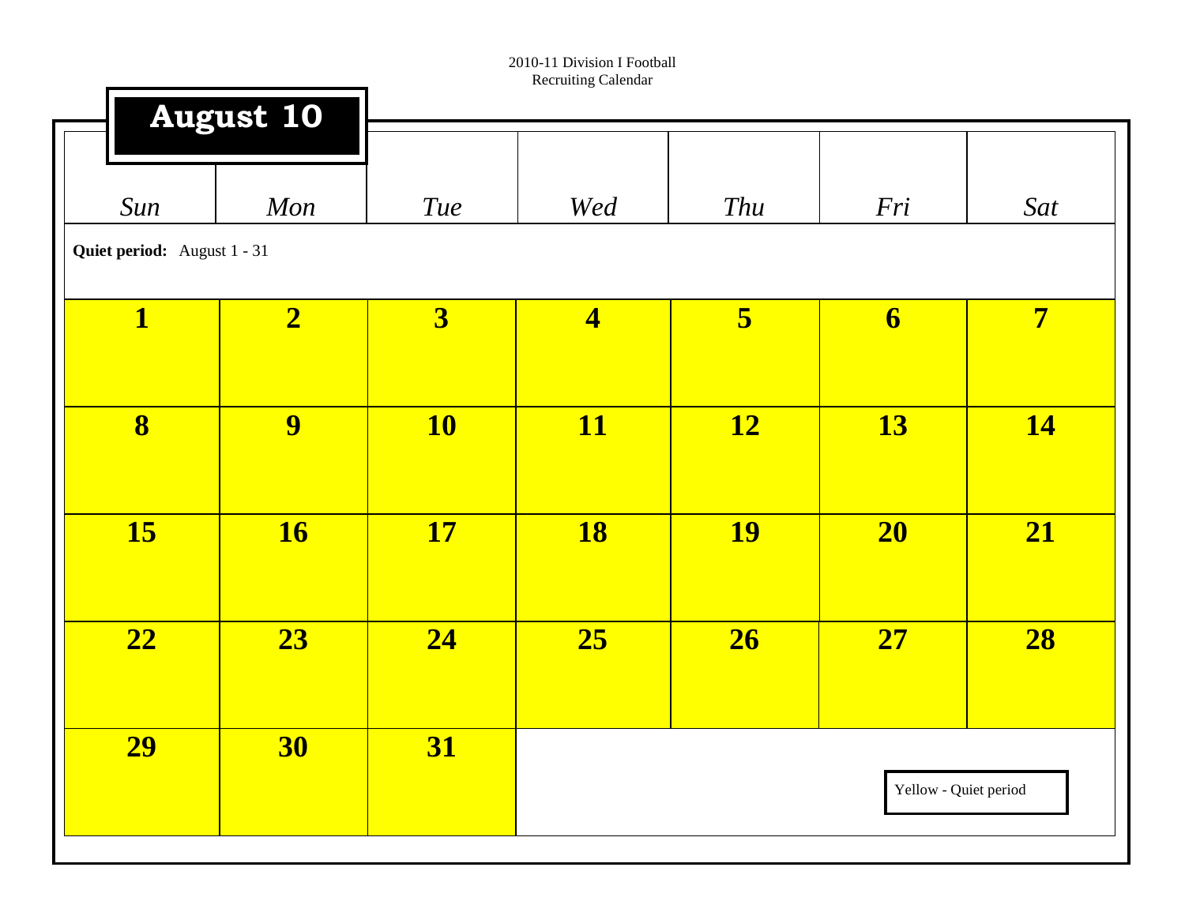2010-11 Division I Football
Recruiting Calendar

# August 10

| Sun | Mon | Tue | Wed | Thu | Fri | Sat |
|---|---|---|---|---|---|---|
| **Quiet period:** August 1 - 31 | | | | | | |
| **1** | **2** | **3** | **4** | **5** | **6** | **7** |
| **8** | **9** | **10** | **11** | **12** | **13** | **14** |
| **15** | **16** | **17** | **18** | **19** | **20** | **21** |
| **22** | **23** | **24** | **25** | **26** | **27** | **28** |
| **29** | **30** | **31** | | | | |

Yellow - Quiet period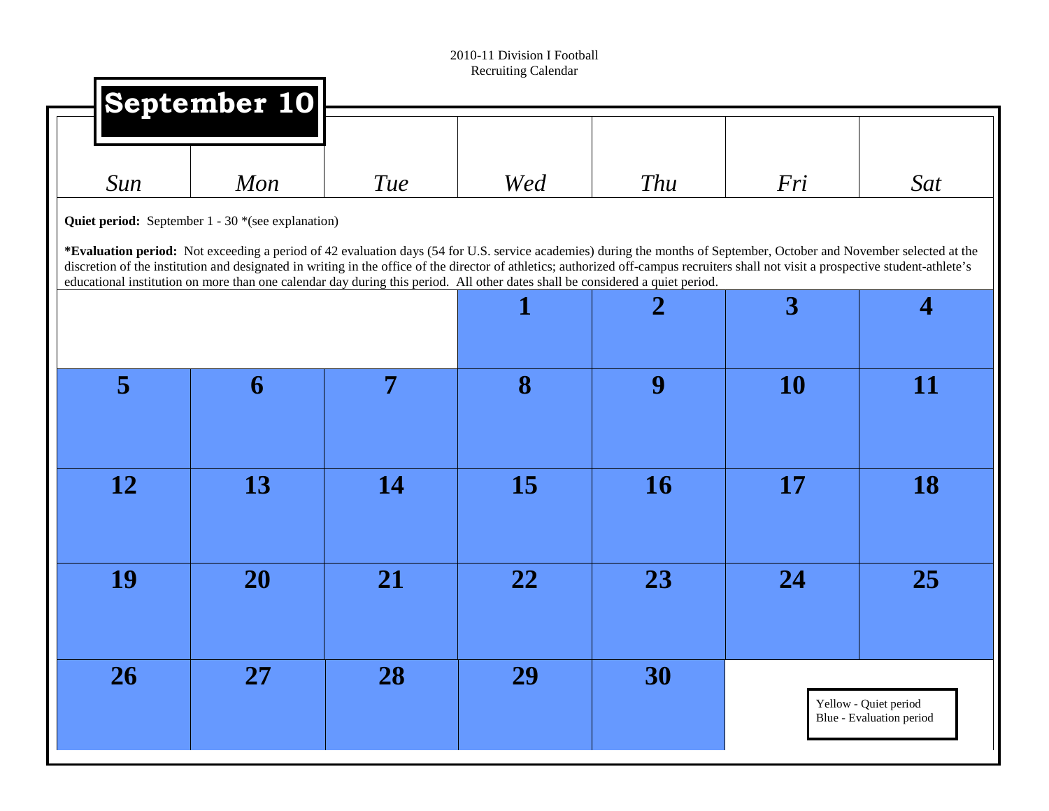2010-11 Division I Football
Recruiting Calendar

# September 10

**Quiet period:** September 1 - 30 *(see explanation)

***Evaluation period:** Not exceeding a period of 42 evaluation days (54 for U.S. service academies) during the months of September, October and November selected at the discretion of the institution and designated in writing in the office of the director of athletics; authorized off-campus recruiters shall not visit a prospective student-athlete's educational institution on more than one calendar day during this period. All other dates shall be considered a quiet period.

| Sun | Mon | Tue | Wed | Thu | Fri | Sat |
|---|---|---|---|---|---|---|
| | | | 1 | 2 | 3 | 4 |
| 5 | 6 | 7 | 8 | 9 | 10 | 11 |
| 12 | 13 | 14 | 15 | 16 | 17 | 18 |
| 19 | 20 | 21 | 22 | 23 | 24 | 25 |
| 26 | 27 | 28 | 29 | 30 | | |

Yellow - Quiet period
Blue - Evaluation period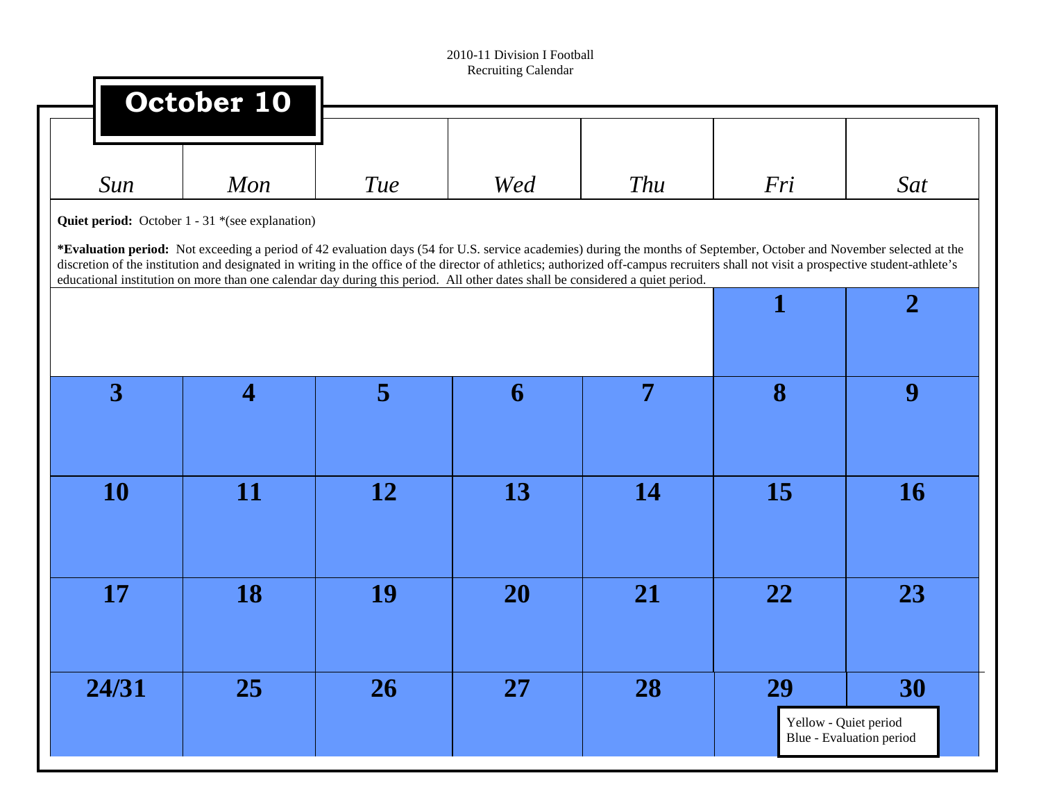2010-11 Division I Football
Recruiting Calendar

# October 10

**Quiet period:** October 1 - 31 *(see explanation)

***Evaluation period:** Not exceeding a period of 42 evaluation days (54 for U.S. service academies) during the months of September, October and November selected at the discretion of the institution and designated in writing in the office of the director of athletics; authorized off-campus recruiters shall not visit a prospective student-athlete's educational institution on more than one calendar day during this period. All other dates shall be considered a quiet period.

| Sun | Mon | Tue | Wed | Thu | Fri | Sat |
|---|---|---|---|---|---|---|
| | | | | | 1 | 2 |
| 3 | 4 | 5 | 6 | 7 | 8 | 9 |
| 10 | 11 | 12 | 13 | 14 | 15 | 16 |
| 17 | 18 | 19 | 20 | 21 | 22 | 23 |
| 24/31 | 25 | 26 | 27 | 28 | 29 | 30 |

Yellow - Quiet period
Blue - Evaluation period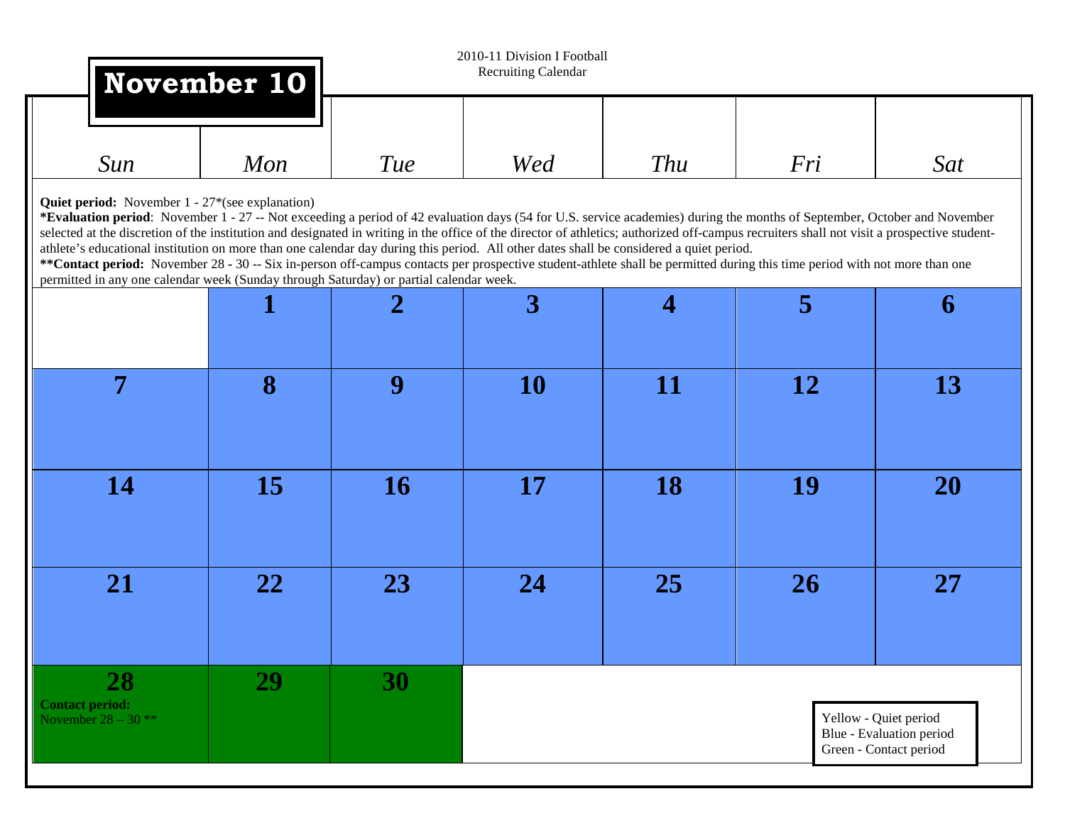2010-11 Division I Football
Recruiting Calendar

# November 10

**Quiet period:** November 1 - 27*(see explanation)
***Evaluation period**: November 1 - 27 -- Not exceeding a period of 42 evaluation days (54 for U.S. service academies) during the months of September, October and November selected at the discretion of the institution and designated in writing in the office of the director of athletics; authorized off-campus recruiters shall not visit a prospective student-athlete's educational institution on more than one calendar day during this period. All other dates shall be considered a quiet period.
****Contact period:** November 28 - 30 -- Six in-person off-campus contacts per prospective student-athlete shall be permitted during this time period with not more than one permitted in any one calendar week (Sunday through Saturday) or partial calendar week.

| *Sun* | *Mon* | *Tue* | *Wed* | *Thu* | *Fri* | *Sat* |
|---|---|---|---|---|---|---|
| | **1** | **2** | **3** | **4** | **5** | **6** |
| **7** | **8** | **9** | **10** | **11** | **12** | **13** |
| **14** | **15** | **16** | **17** | **18** | **19** | **20** |
| **21** | **22** | **23** | **24** | **25** | **26** | **27** |
| **28** **Contact period:** November 28 – 30 ** | **29** | **30** | | | | |

Yellow - Quiet period
Blue - Evaluation period
Green - Contact period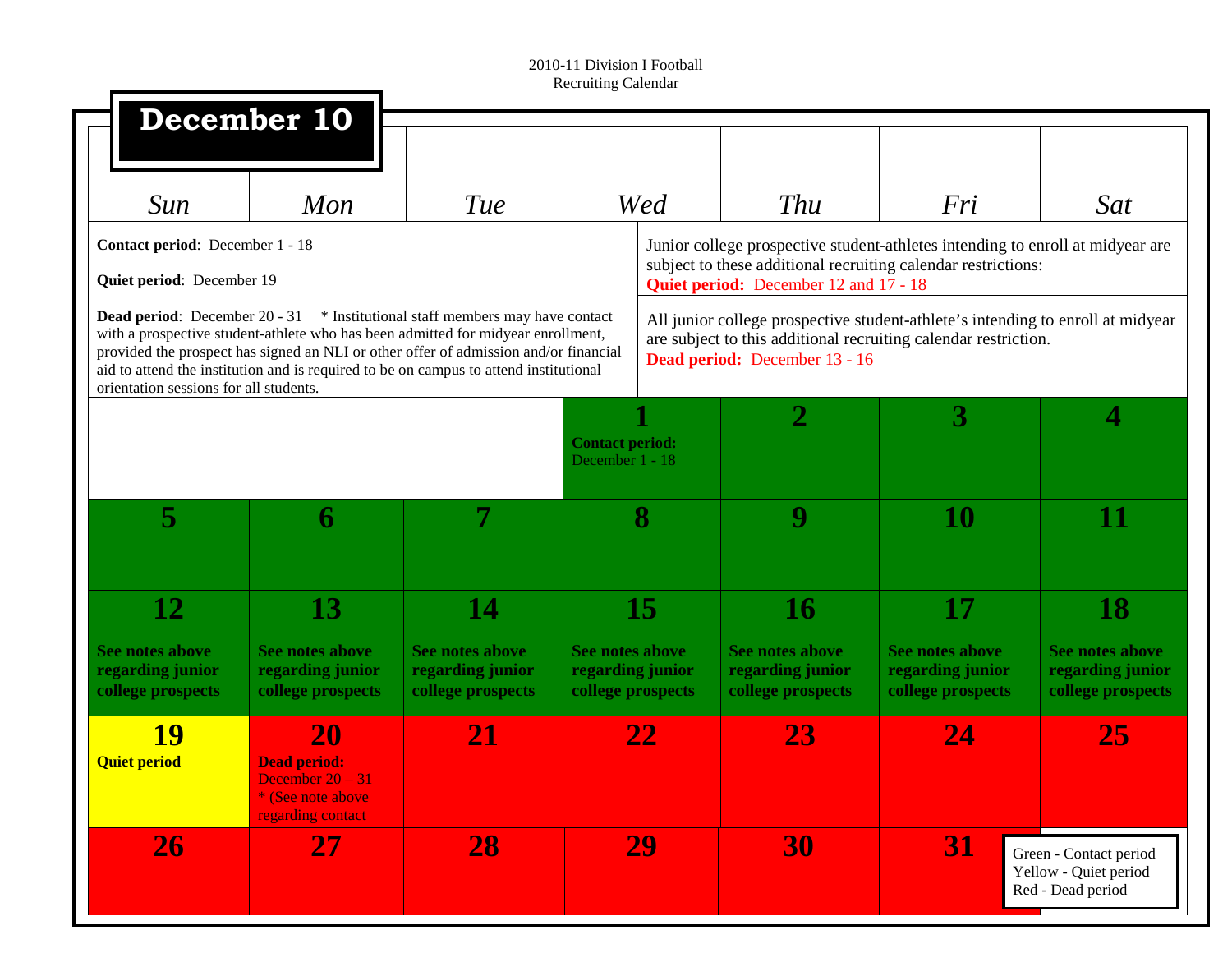2010-11 Division I Football
Recruiting Calendar

# December 10

**Contact period**: December 1 - 18

**Quiet period**: December 19

**Dead period**: December 20 - 31 * Institutional staff members may have contact with a prospective student-athlete who has been admitted for midyear enrollment, provided the prospect has signed an NLI or other offer of admission and/or financial aid to attend the institution and is required to be on campus to attend institutional orientation sessions for all students.

Junior college prospective student-athletes intending to enroll at midyear are subject to these additional recruiting calendar restrictions:
**Quiet period:** December 12 and 17 - 18

All junior college prospective student-athlete's intending to enroll at midyear are subject to this additional recruiting calendar restriction.
**Dead period:** December 13 - 16

| Sun | Mon | Tue | Wed | Thu | Fri | Sat |
|---|---|---|---|---|---|---|
| | | | **1** **Contact period:** December 1 - 18 | **2** | **3** | **4** |
| **5** | **6** | **7** | **8** | **9** | **10** | **11** |
| **12** **See notes above regarding junior college prospects** | **13** **See notes above regarding junior college prospects** | **14** **See notes above regarding junior college prospects** | **15** **See notes above regarding junior college prospects** | **16** **See notes above regarding junior college prospects** | **17** **See notes above regarding junior college prospects** | **18** **See notes above regarding junior college prospects** |
| **19** **Quiet period** | **20** **Dead period:** December 20 – 31 * (See note above regarding contact | **21** | **22** | **23** | **24** | **25** |
| **26** | **27** | **28** | **29** | **30** | **31** | |

Green - Contact period
Yellow - Quiet period
Red - Dead period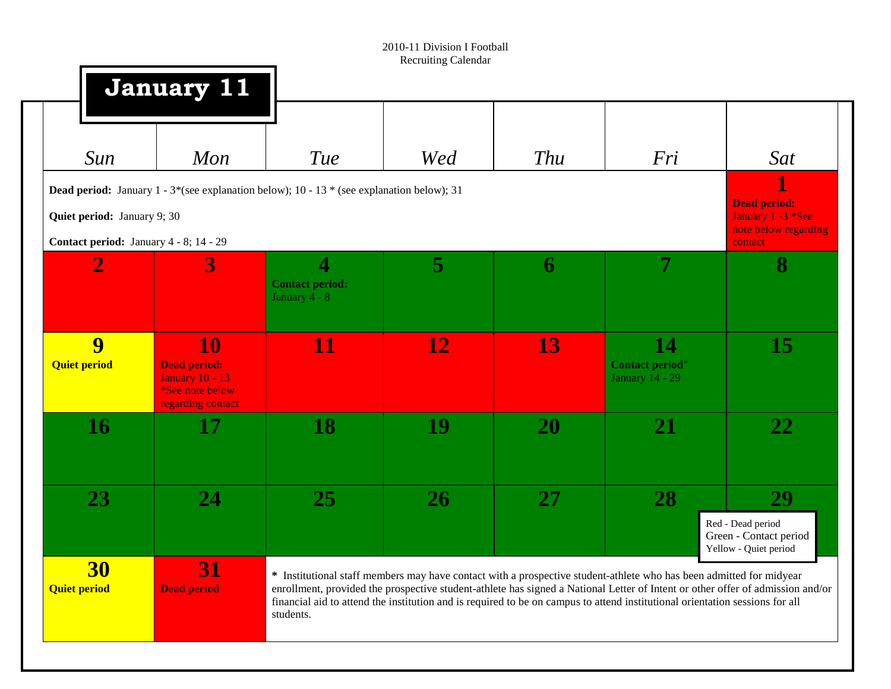2010-11 Division I Football
Recruiting Calendar

# January 11

| Sun | Mon | Tue | Wed | Thu | Fri | Sat |
|---|---|---|---|---|---|---|
| **Dead period:** January 1 - 3*(see explanation below); 10 - 13 * (see explanation below); 31 <br> **Quiet period:** January 9; 30 <br> **Contact period:** January 4 - 8; 14 - 29 | | | | | | **1** **Dead period:** January 1 -3 *See note below regarding contact |
| **2** | **3** | **4** **Contact period:** January 4 - 8 | **5** | **6** | **7** | **8** |
| **9** **Quiet period** | **10** **Dead period:** January 10 - 13 *See note below regarding contact | **11** | **12** | **13** | **14** **Contact period"** January 14 - 29 | **15** |
| **16** | **17** | **18** | **19** | **20** | **21** | **22** |
| **23** | **24** | **25** | **26** | **27** | **28** | **29** |
| **30** **Quiet period** | **31** **Dead period** | | | | | |

Red - Dead period
Green - Contact period
Yellow - Quiet period

**\*** Institutional staff members may have contact with a prospective student-athlete who has been admitted for midyear enrollment, provided the prospective student-athlete has signed a National Letter of Intent or other offer of admission and/or financial aid to attend the institution and is required to be on campus to attend institutional orientation sessions for all students.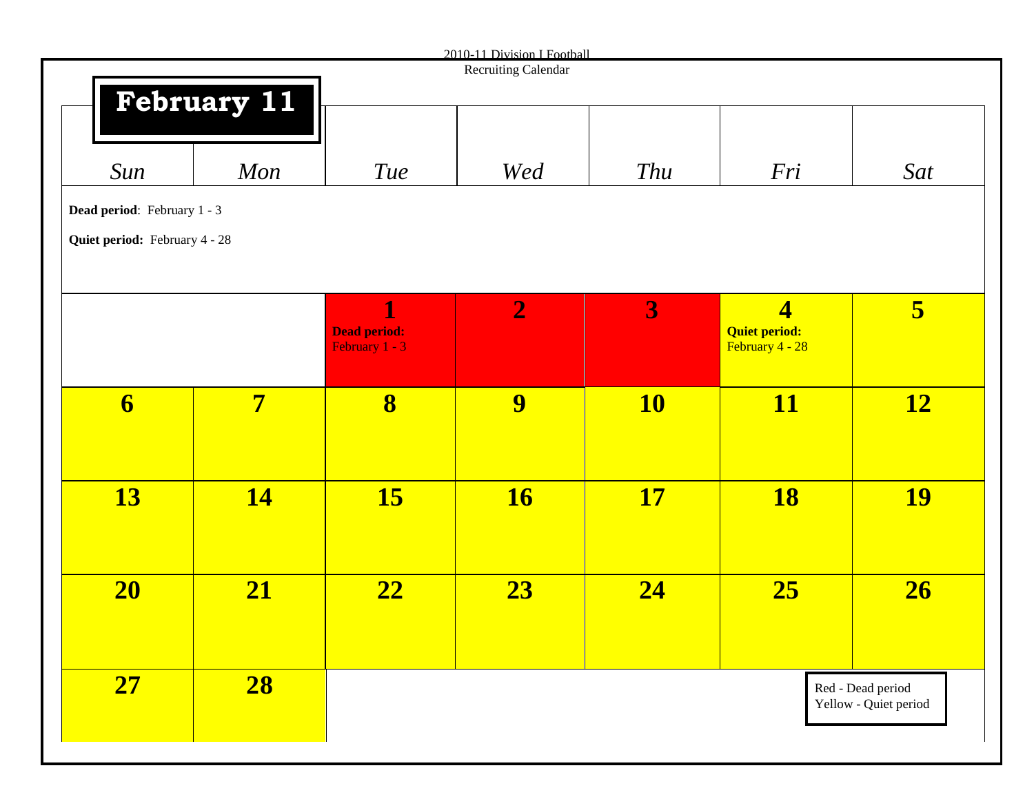2010-11 Division I Football
Recruiting Calendar

# February 11

**Dead period**: February 1 - 3

**Quiet period:** February 4 - 28

| *Sun* | *Mon* | *Tue* | *Wed* | *Thu* | *Fri* | *Sat* |
|---|---|---|---|---|---|---|
| | | **1** **Dead period:** February 1 - 3 | **2** | **3** | **4** **Quiet period:** February 4 - 28 | **5** |
| **6** | **7** | **8** | **9** | **10** | **11** | **12** |
| **13** | **14** | **15** | **16** | **17** | **18** | **19** |
| **20** | **21** | **22** | **23** | **24** | **25** | **26** |
| **27** | **28** | | | | | |

Red - Dead period
Yellow - Quiet period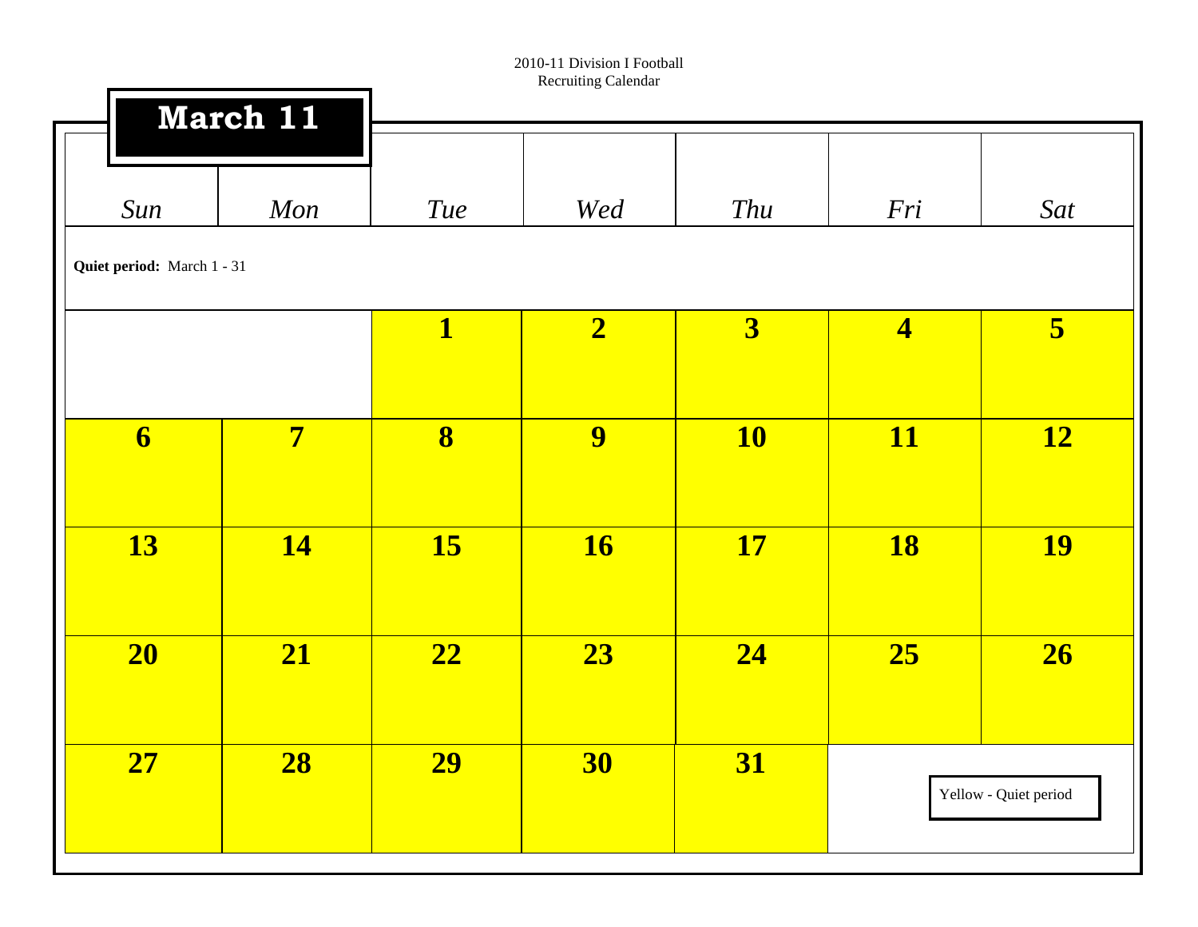2010-11 Division I Football
Recruiting Calendar

# March 11

**Quiet period:** March 1 - 31

| Sun | Mon | Tue | Wed | Thu | Fri | Sat |
|---|---|---|---|---|---|---|
| | | **1** | **2** | **3** | **4** | **5** |
| **6** | **7** | **8** | **9** | **10** | **11** | **12** |
| **13** | **14** | **15** | **16** | **17** | **18** | **19** |
| **20** | **21** | **22** | **23** | **24** | **25** | **26** |
| **27** | **28** | **29** | **30** | **31** | | |

Yellow - Quiet period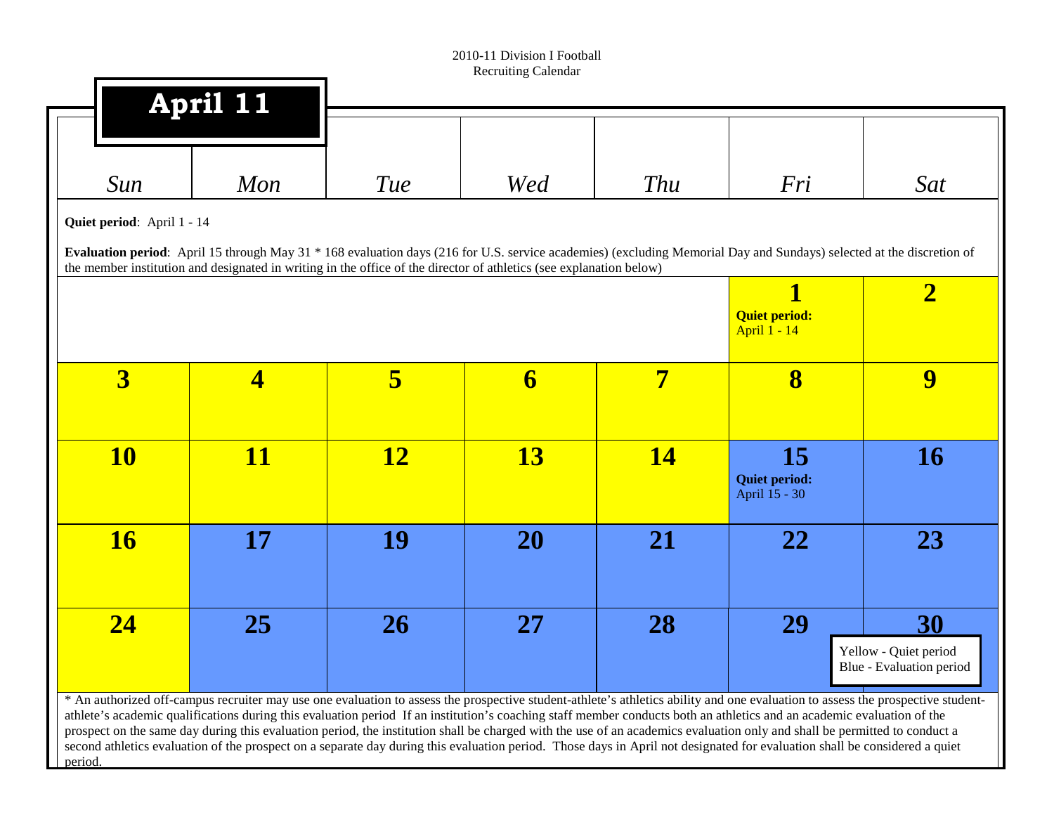2010-11 Division I Football
Recruiting Calendar

# April 11

**Quiet period**: April 1 - 14

**Evaluation period**: April 15 through May 31 * 168 evaluation days (216 for U.S. service academies) (excluding Memorial Day and Sundays) selected at the discretion of the member institution and designated in writing in the office of the director of athletics (see explanation below)

| Sun | Mon | Tue | Wed | Thu | Fri | Sat |
|---|---|---|---|---|---|---|
| | | | | | **1** **Quiet period:** April 1 - 14 | **2** |
| **3** | **4** | **5** | **6** | **7** | **8** | **9** |
| **10** | **11** | **12** | **13** | **14** | **15** **Quiet period:** April 15 - 30 | **16** |
| **16** | **17** | **19** | **20** | **21** | **22** | **23** |
| **24** | **25** | **26** | **27** | **28** | **29** | **30** |

Yellow - Quiet period
Blue - Evaluation period

* An authorized off-campus recruiter may use one evaluation to assess the prospective student-athlete's athletics ability and one evaluation to assess the prospective student-athlete's academic qualifications during this evaluation period If an institution's coaching staff member conducts both an athletics and an academic evaluation of the prospect on the same day during this evaluation period, the institution shall be charged with the use of an academics evaluation only and shall be permitted to conduct a second athletics evaluation of the prospect on a separate day during this evaluation period. Those days in April not designated for evaluation shall be considered a quiet period.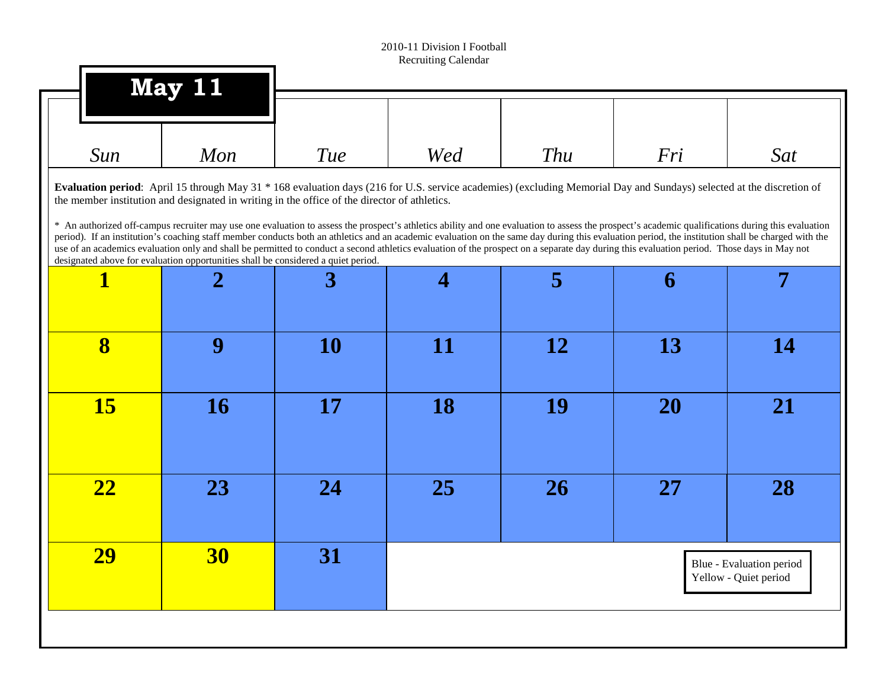2010-11 Division I Football
Recruiting Calendar

# May 11

**Evaluation period**: April 15 through May 31 * 168 evaluation days (216 for U.S. service academies) (excluding Memorial Day and Sundays) selected at the discretion of the member institution and designated in writing in the office of the director of athletics.

* An authorized off-campus recruiter may use one evaluation to assess the prospect's athletics ability and one evaluation to assess the prospect's academic qualifications during this evaluation period). If an institution's coaching staff member conducts both an athletics and an academic evaluation on the same day during this evaluation period, the institution shall be charged with the use of an academics evaluation only and shall be permitted to conduct a second athletics evaluation of the prospect on a separate day during this evaluation period. Those days in May not designated above for evaluation opportunities shall be considered a quiet period.

| *Sun* | *Mon* | *Tue* | *Wed* | *Thu* | *Fri* | *Sat* |
|---|---|---|---|---|---|---|
| **1** (Quiet) | **2** (Evaluation) | **3** (Evaluation) | **4** (Evaluation) | **5** (Evaluation) | **6** (Evaluation) | **7** (Evaluation) |
| **8** (Quiet) | **9** (Evaluation) | **10** (Evaluation) | **11** (Evaluation) | **12** (Evaluation) | **13** (Evaluation) | **14** (Evaluation) |
| **15** (Quiet) | **16** (Evaluation) | **17** (Evaluation) | **18** (Evaluation) | **19** (Evaluation) | **20** (Evaluation) | **21** (Evaluation) |
| **22** (Quiet) | **23** (Evaluation) | **24** (Evaluation) | **25** (Evaluation) | **26** (Evaluation) | **27** (Evaluation) | **28** (Evaluation) |
| **29** (Quiet) | **30** (Quiet) | **31** (Evaluation) | | | | |

Blue - Evaluation period
Yellow - Quiet period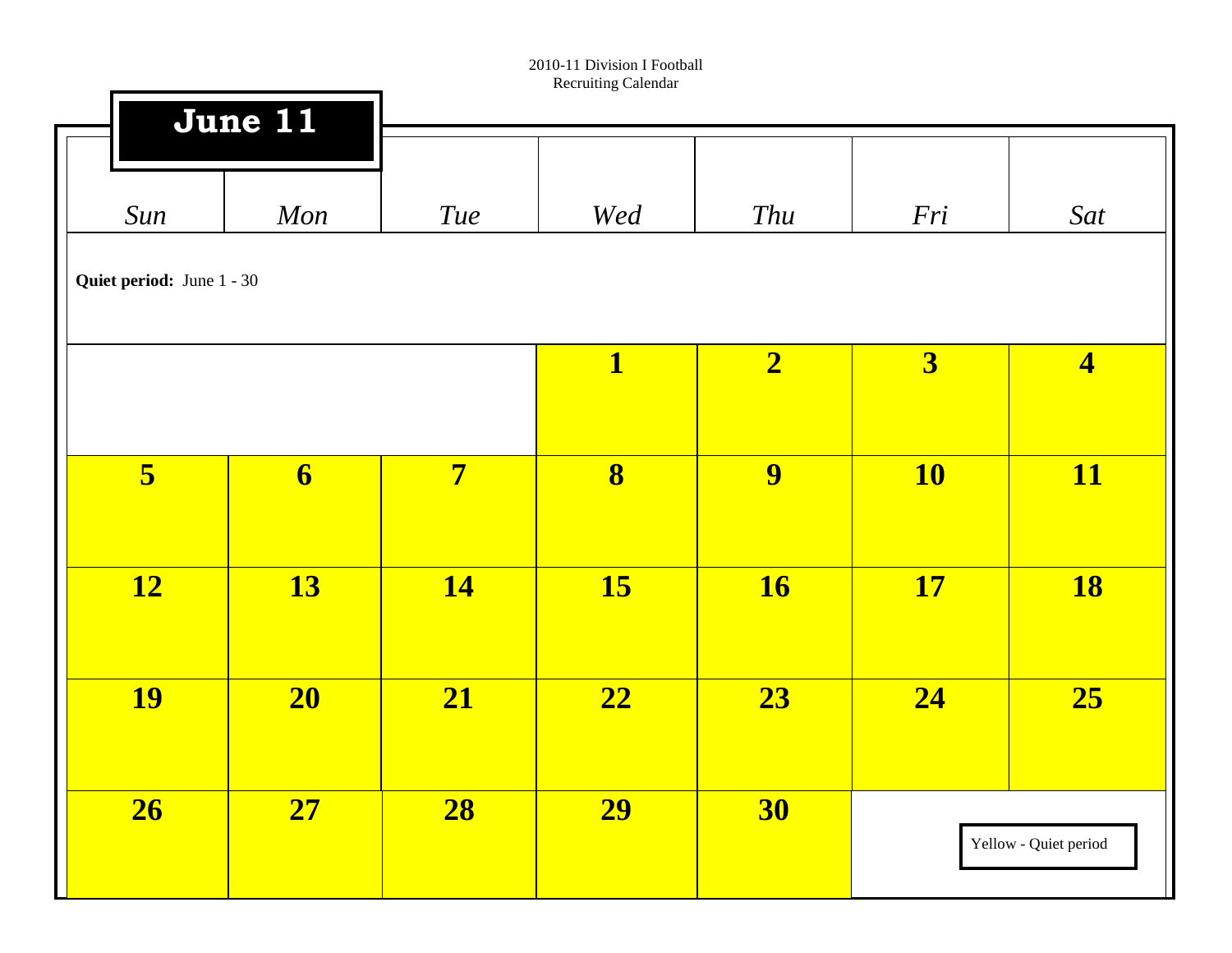2010-11 Division I Football
Recruiting Calendar

# June 11

| Sun | Mon | Tue | Wed | Thu | Fri | Sat |
|---|---|---|---|---|---|---|
| **Quiet period:** June 1 - 30 | | | | | | |
| | | | 1 | 2 | 3 | 4 |
| 5 | 6 | 7 | 8 | 9 | 10 | 11 |
| 12 | 13 | 14 | 15 | 16 | 17 | 18 |
| 19 | 20 | 21 | 22 | 23 | 24 | 25 |
| 26 | 27 | 28 | 29 | 30 | | |

Yellow - Quiet period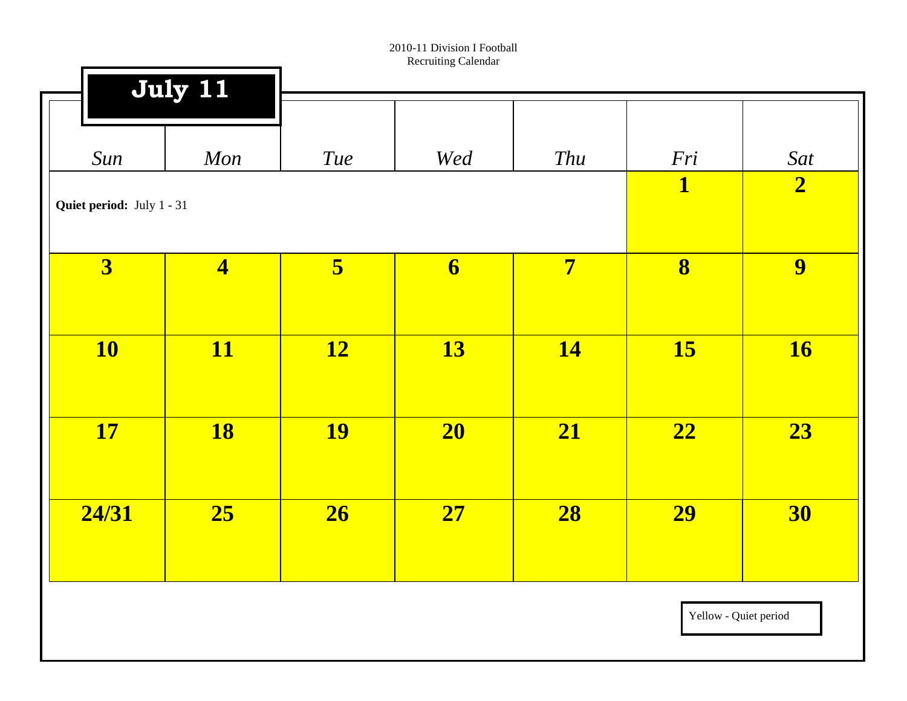2010-11 Division I Football
Recruiting Calendar

# July 11

| Sun | Mon | Tue | Wed | Thu | Fri | Sat |
|---|---|---|---|---|---|---|
| **Quiet period:** July 1 - 31 | | | | | 1 | 2 |
| 3 | 4 | 5 | 6 | 7 | 8 | 9 |
| 10 | 11 | 12 | 13 | 14 | 15 | 16 |
| 17 | 18 | 19 | 20 | 21 | 22 | 23 |
| 24/31 | 25 | 26 | 27 | 28 | 29 | 30 |

Yellow - Quiet period